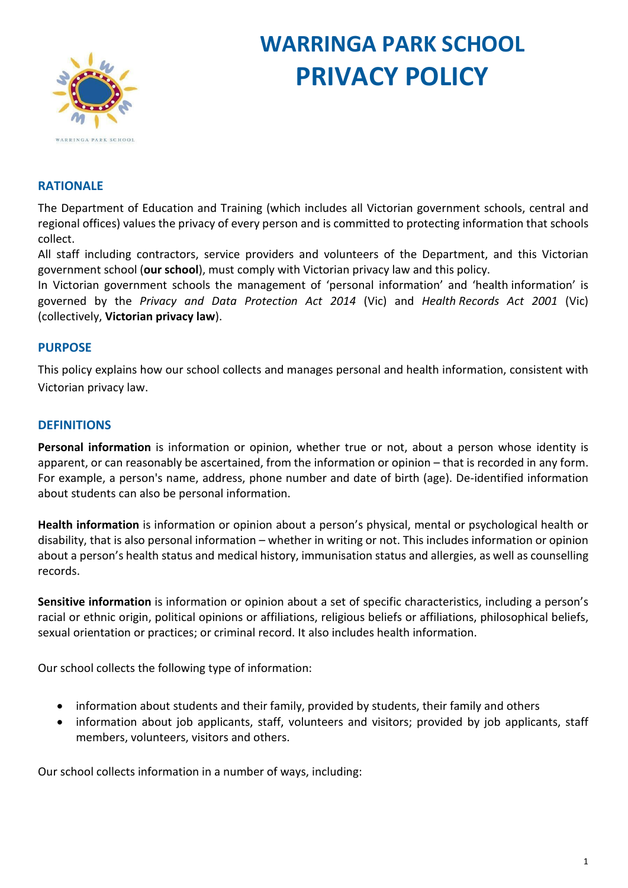# WARRINGA PARK SCHOOL
# PRIVACY POLICY

## RATIONALE

The Department of Education and Training (which includes all Victorian government schools, central and regional offices) values the privacy of every person and is committed to protecting information that schools collect.

All staff including contractors, service providers and volunteers of the Department, and this Victorian government school (**our school**), must comply with Victorian privacy law and this policy.

In Victorian government schools the management of 'personal information' and 'health information' is governed by the *Privacy and Data Protection Act 2014* (Vic) and *Health Records Act 2001* (Vic) (collectively, **Victorian privacy law**).

## PURPOSE

This policy explains how our school collects and manages personal and health information, consistent with Victorian privacy law.

## DEFINITIONS

**Personal information** is information or opinion, whether true or not, about a person whose identity is apparent, or can reasonably be ascertained, from the information or opinion – that is recorded in any form. For example, a person's name, address, phone number and date of birth (age). De-identified information about students can also be personal information.

**Health information** is information or opinion about a person's physical, mental or psychological health or disability, that is also personal information – whether in writing or not. This includes information or opinion about a person's health status and medical history, immunisation status and allergies, as well as counselling records.

**Sensitive information** is information or opinion about a set of specific characteristics, including a person's racial or ethnic origin, political opinions or affiliations, religious beliefs or affiliations, philosophical beliefs, sexual orientation or practices; or criminal record. It also includes health information.

Our school collects the following type of information:

- information about students and their family, provided by students, their family and others
- information about job applicants, staff, volunteers and visitors; provided by job applicants, staff members, volunteers, visitors and others.

Our school collects information in a number of ways, including: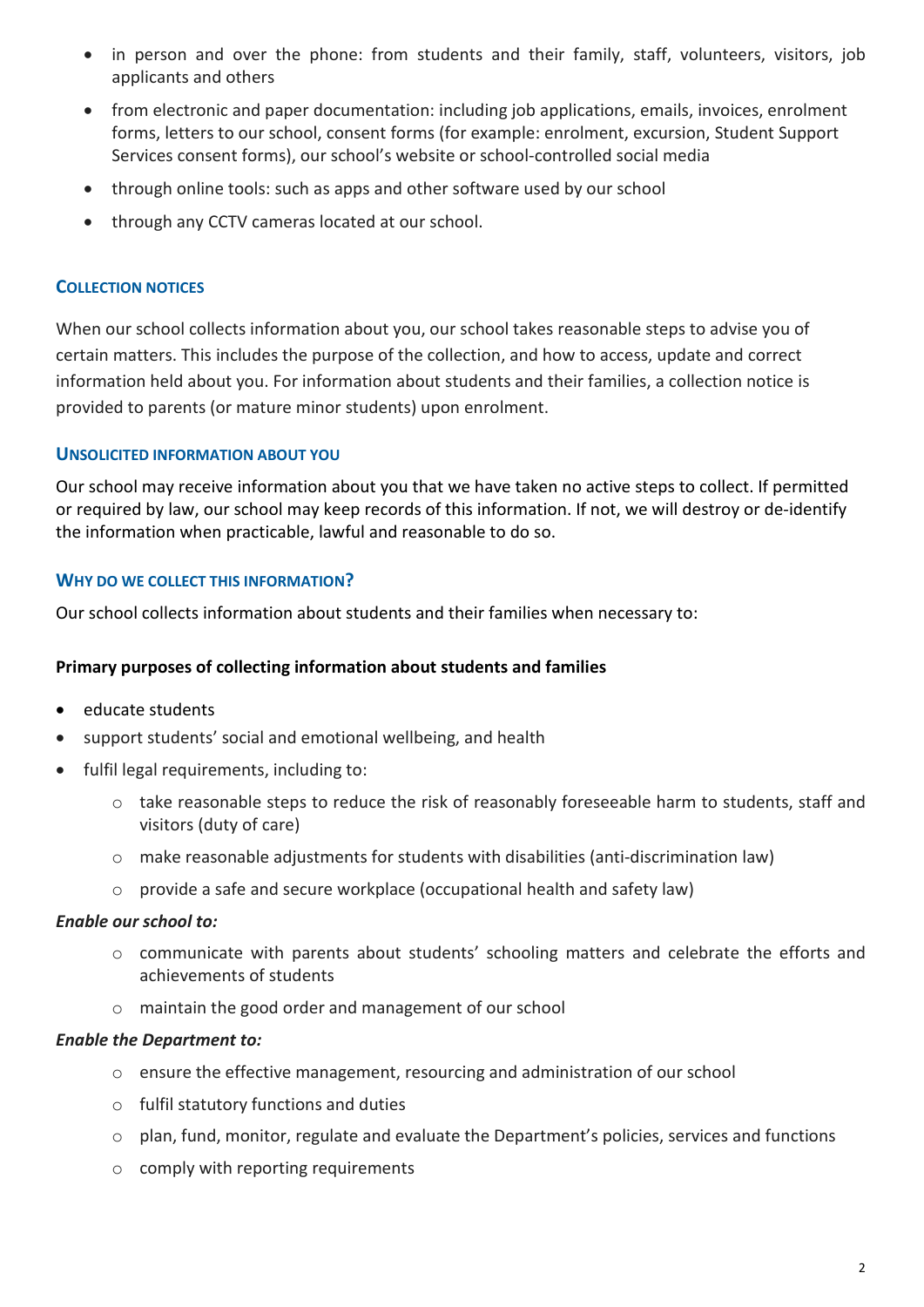- in person and over the phone: from students and their family, staff, volunteers, visitors, job applicants and others
- from electronic and paper documentation: including job applications, emails, invoices, enrolment forms, letters to our school, consent forms (for example: enrolment, excursion, Student Support Services consent forms), our school's website or school-controlled social media
- through online tools: such as apps and other software used by our school
- through any CCTV cameras located at our school.

### COLLECTION NOTICES

When our school collects information about you, our school takes reasonable steps to advise you of certain matters. This includes the purpose of the collection, and how to access, update and correct information held about you. For information about students and their families, a collection notice is provided to parents (or mature minor students) upon enrolment.

### UNSOLICITED INFORMATION ABOUT YOU

Our school may receive information about you that we have taken no active steps to collect. If permitted or required by law, our school may keep records of this information. If not, we will destroy or de-identify the information when practicable, lawful and reasonable to do so.

### WHY DO WE COLLECT THIS INFORMATION?

Our school collects information about students and their families when necessary to:

**Primary purposes of collecting information about students and families**

- educate students
- support students' social and emotional wellbeing, and health
- fulfil legal requirements, including to:
    - take reasonable steps to reduce the risk of reasonably foreseeable harm to students, staff and visitors (duty of care)
    - make reasonable adjustments for students with disabilities (anti-discrimination law)
    - provide a safe and secure workplace (occupational health and safety law)

***Enable our school to:***

- communicate with parents about students' schooling matters and celebrate the efforts and achievements of students
- maintain the good order and management of our school

***Enable the Department to:***

- ensure the effective management, resourcing and administration of our school
- fulfil statutory functions and duties
- plan, fund, monitor, regulate and evaluate the Department's policies, services and functions
- comply with reporting requirements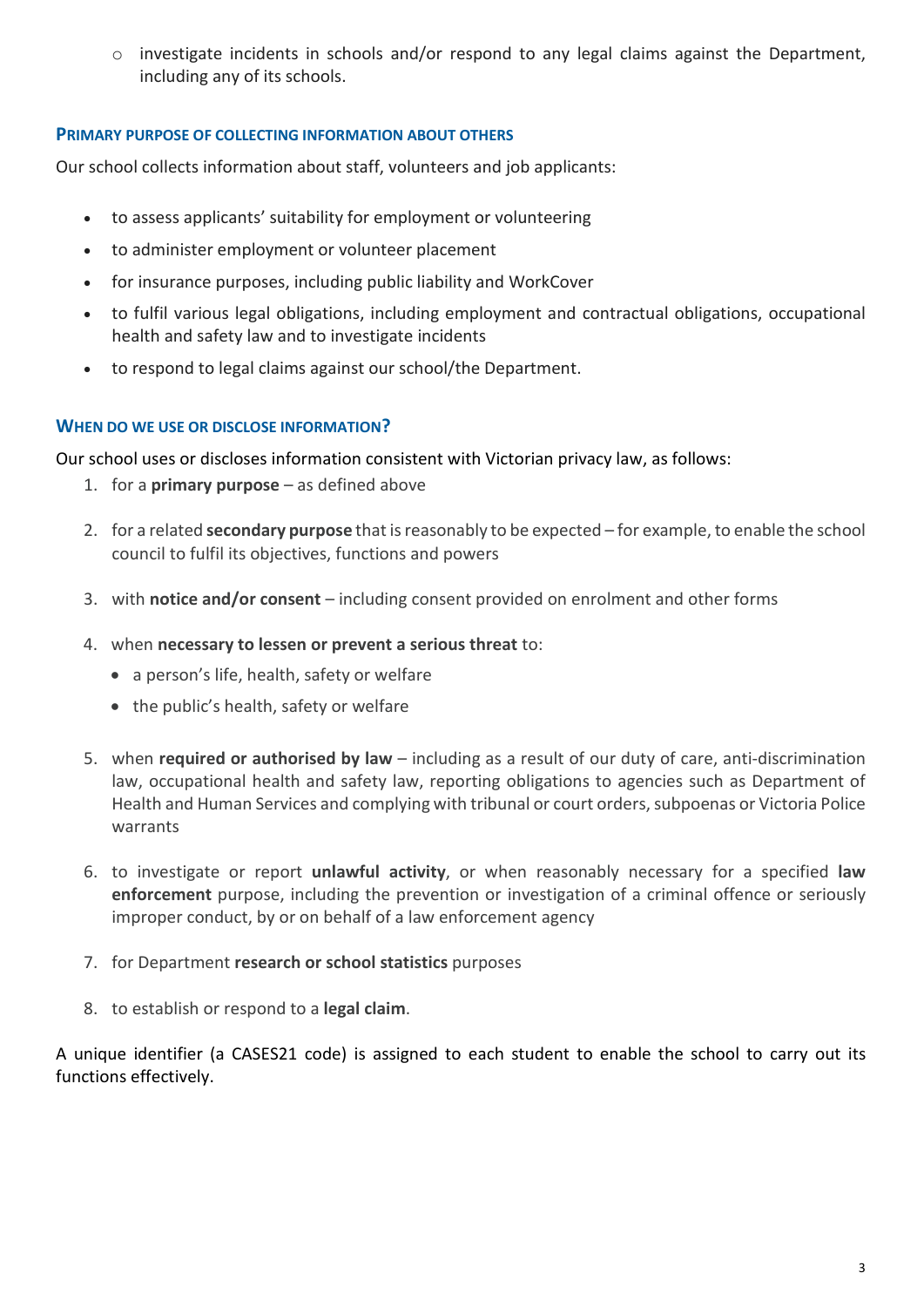- investigate incidents in schools and/or respond to any legal claims against the Department, including any of its schools.

### Primary purpose of collecting information about others

Our school collects information about staff, volunteers and job applicants:

- to assess applicants' suitability for employment or volunteering
- to administer employment or volunteer placement
- for insurance purposes, including public liability and WorkCover
- to fulfil various legal obligations, including employment and contractual obligations, occupational health and safety law and to investigate incidents
- to respond to legal claims against our school/the Department.

### When do we use or disclose information?

Our school uses or discloses information consistent with Victorian privacy law, as follows:

1. for a **primary purpose** – as defined above
2. for a related **secondary purpose** that is reasonably to be expected – for example, to enable the school council to fulfil its objectives, functions and powers
3. with **notice and/or consent** – including consent provided on enrolment and other forms
4. when **necessary to lessen or prevent a serious threat** to:
   - a person's life, health, safety or welfare
   - the public's health, safety or welfare
5. when **required or authorised by law** – including as a result of our duty of care, anti-discrimination law, occupational health and safety law, reporting obligations to agencies such as Department of Health and Human Services and complying with tribunal or court orders, subpoenas or Victoria Police warrants
6. to investigate or report **unlawful activity**, or when reasonably necessary for a specified **law enforcement** purpose, including the prevention or investigation of a criminal offence or seriously improper conduct, by or on behalf of a law enforcement agency
7. for Department **research or school statistics** purposes
8. to establish or respond to a **legal claim**.

A unique identifier (a CASES21 code) is assigned to each student to enable the school to carry out its functions effectively.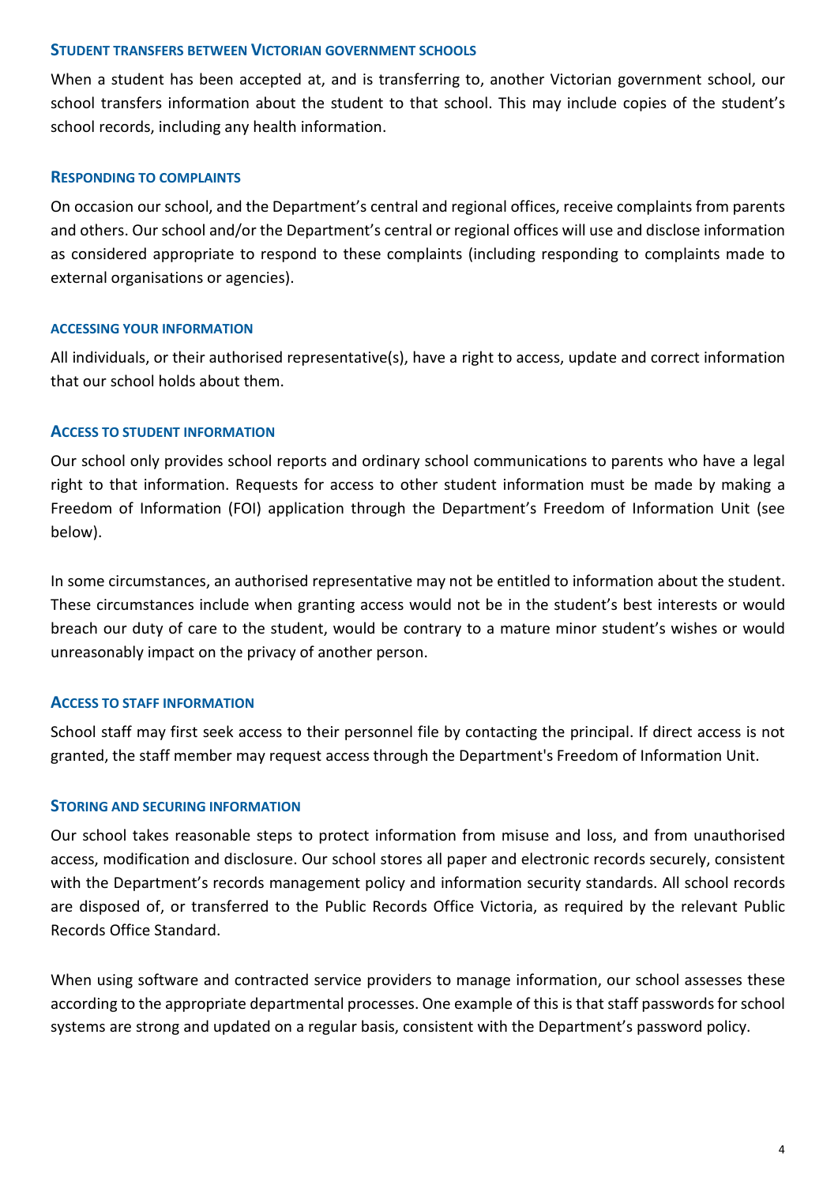### Student transfers between Victorian government schools

When a student has been accepted at, and is transferring to, another Victorian government school, our school transfers information about the student to that school. This may include copies of the student's school records, including any health information.

### Responding to complaints

On occasion our school, and the Department's central and regional offices, receive complaints from parents and others. Our school and/or the Department's central or regional offices will use and disclose information as considered appropriate to respond to these complaints (including responding to complaints made to external organisations or agencies).

### Accessing your information

All individuals, or their authorised representative(s), have a right to access, update and correct information that our school holds about them.

### Access to student information

Our school only provides school reports and ordinary school communications to parents who have a legal right to that information. Requests for access to other student information must be made by making a Freedom of Information (FOI) application through the Department's Freedom of Information Unit (see below).

In some circumstances, an authorised representative may not be entitled to information about the student. These circumstances include when granting access would not be in the student's best interests or would breach our duty of care to the student, would be contrary to a mature minor student's wishes or would unreasonably impact on the privacy of another person.

### Access to staff information

School staff may first seek access to their personnel file by contacting the principal. If direct access is not granted, the staff member may request access through the Department's Freedom of Information Unit.

### Storing and securing information

Our school takes reasonable steps to protect information from misuse and loss, and from unauthorised access, modification and disclosure. Our school stores all paper and electronic records securely, consistent with the Department's records management policy and information security standards. All school records are disposed of, or transferred to the Public Records Office Victoria, as required by the relevant Public Records Office Standard.

When using software and contracted service providers to manage information, our school assesses these according to the appropriate departmental processes. One example of this is that staff passwords for school systems are strong and updated on a regular basis, consistent with the Department's password policy.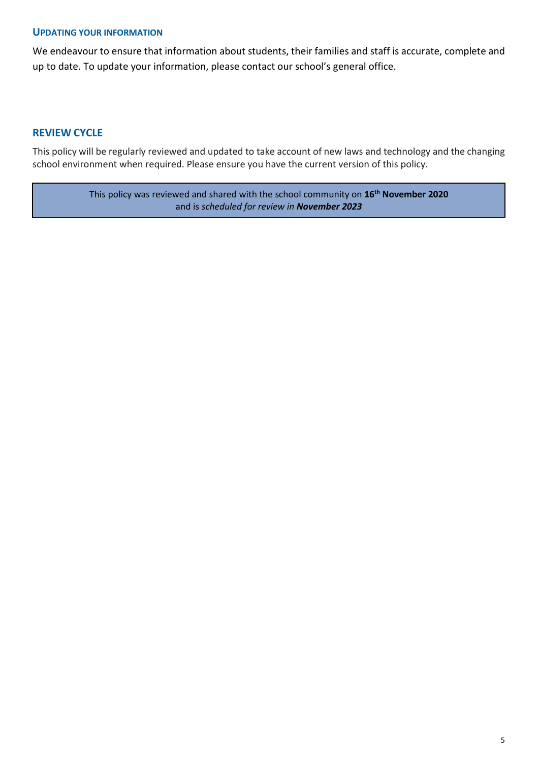### UPDATING YOUR INFORMATION

We endeavour to ensure that information about students, their families and staff is accurate, complete and up to date. To update your information, please contact our school's general office.

## REVIEW CYCLE

This policy will be regularly reviewed and updated to take account of new laws and technology and the changing school environment when required. Please ensure you have the current version of this policy.

This policy was reviewed and shared with the school community on **16th November 2020** and is *scheduled for review in **November 2023***